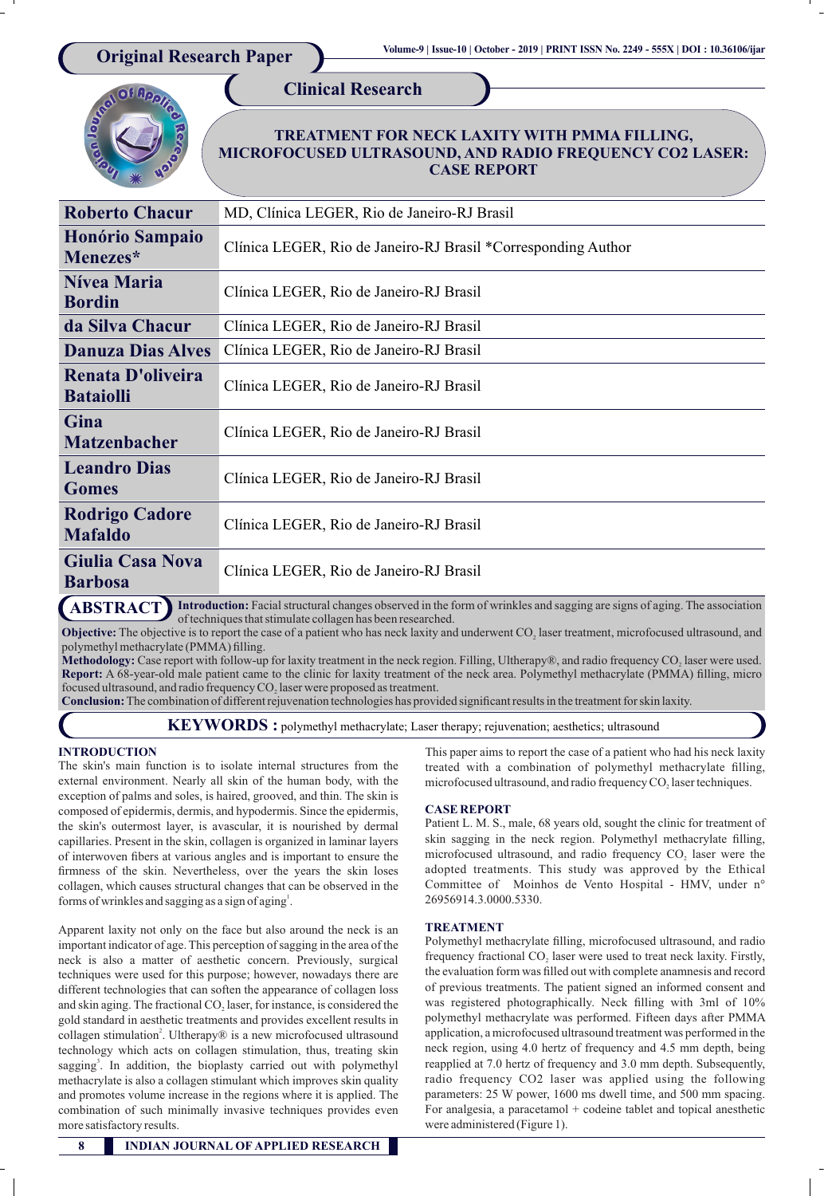**Original Research Paper**

**Clinical Research**

# TREATMENT FOR NECK LAXITY WITH PMMA FILLING, MICROFOCUSED ULTRASOUND, AND RADIO FREQUENCY CO2 LASER: CASE REPORT

| | |
|---|---|
| **Roberto Chacur** | MD, Clínica LEGER, Rio de Janeiro-RJ Brasil |
| **Honório Sampaio Menezes*** | Clínica LEGER, Rio de Janeiro-RJ Brasil *Corresponding Author |
| **Nívea Maria Bordin** | Clínica LEGER, Rio de Janeiro-RJ Brasil |
| **da Silva Chacur** | Clínica LEGER, Rio de Janeiro-RJ Brasil |
| **Danuza Dias Alves** | Clínica LEGER, Rio de Janeiro-RJ Brasil |
| **Renata D'oliveira Bataiolli** | Clínica LEGER, Rio de Janeiro-RJ Brasil |
| **Gina Matzenbacher** | Clínica LEGER, Rio de Janeiro-RJ Brasil |
| **Leandro Dias Gomes** | Clínica LEGER, Rio de Janeiro-RJ Brasil |
| **Rodrigo Cadore Mafaldo** | Clínica LEGER, Rio de Janeiro-RJ Brasil |
| **Giulia Casa Nova Barbosa** | Clínica LEGER, Rio de Janeiro-RJ Brasil |

## ABSTRACT

**Introduction:** Facial structural changes observed in the form of wrinkles and sagging are signs of aging. The association of techniques that stimulate collagen has been researched.

**Objective:** The objective is to report the case of a patient who has neck laxity and underwent $CO_2$ laser treatment, microfocused ultrasound, and polymethyl methacrylate (PMMA) filling.

**Methodology:** Case report with follow-up for laxity treatment in the neck region. Filling, Ultherapy®, and radio frequency $CO_2$ laser were used.

**Report:** A 68-year-old male patient came to the clinic for laxity treatment of the neck area. Polymethyl methacrylate (PMMA) filling, micro focused ultrasound, and radio frequency $CO_2$ laser were proposed as treatment.

**Conclusion:** The combination of different rejuvenation technologies has provided significant results in the treatment for skin laxity.

**KEYWORDS :** polymethyl methacrylate; Laser therapy; rejuvenation; aesthetics; ultrasound

## INTRODUCTION

The skin's main function is to isolate internal structures from the external environment. Nearly all skin of the human body, with the exception of palms and soles, is haired, grooved, and thin. The skin is composed of epidermis, dermis, and hypodermis. Since the epidermis, the skin's outermost layer, is avascular, it is nourished by dermal capillaries. Present in the skin, collagen is organized in laminar layers of interwoven fibers at various angles and is important to ensure the firmness of the skin. Nevertheless, over the years the skin loses collagen, which causes structural changes that can be observed in the forms of wrinkles and sagging as a sign of aging[1].

Apparent laxity not only on the face but also around the neck is an important indicator of age. This perception of sagging in the area of the neck is also a matter of aesthetic concern. Previously, surgical techniques were used for this purpose; however, nowadays there are different technologies that can soften the appearance of collagen loss and skin aging. The fractional $CO_2$ laser, for instance, is considered the gold standard in aesthetic treatments and provides excellent results in collagen stimulation[2]. Ultherapy® is a new microfocused ultrasound technology which acts on collagen stimulation, thus, treating skin sagging[3]. In addition, the bioplasty carried out with polymethyl methacrylate is also a collagen stimulant which improves skin quality and promotes volume increase in the regions where it is applied. The combination of such minimally invasive techniques provides even more satisfactory results.

This paper aims to report the case of a patient who had his neck laxity treated with a combination of polymethyl methacrylate filling, microfocused ultrasound, and radio frequency $CO_2$ laser techniques.

## CASE REPORT

Patient L. M. S., male, 68 years old, sought the clinic for treatment of skin sagging in the neck region. Polymethyl methacrylate filling, microfocused ultrasound, and radio frequency $CO_2$ laser were the adopted treatments. This study was approved by the Ethical Committee of Moinhos de Vento Hospital - HMV, under n° 26956914.3.0000.5330.

## TREATMENT

Polymethyl methacrylate filling, microfocused ultrasound, and radio frequency fractional $CO_2$ laser were used to treat neck laxity. Firstly, the evaluation form was filled out with complete anamnesis and record of previous treatments. The patient signed an informed consent and was registered photographically. Neck filling with 3ml of 10% polymethyl methacrylate was performed. Fifteen days after PMMA application, a microfocused ultrasound treatment was performed in the neck region, using 4.0 hertz of frequency and 4.5 mm depth, being reapplied at 7.0 hertz of frequency and 3.0 mm depth. Subsequently, radio frequency CO2 laser was applied using the following parameters: 25 W power, 1600 ms dwell time, and 500 mm spacing. For analgesia, a paracetamol + codeine tablet and topical anesthetic were administered (Figure 1).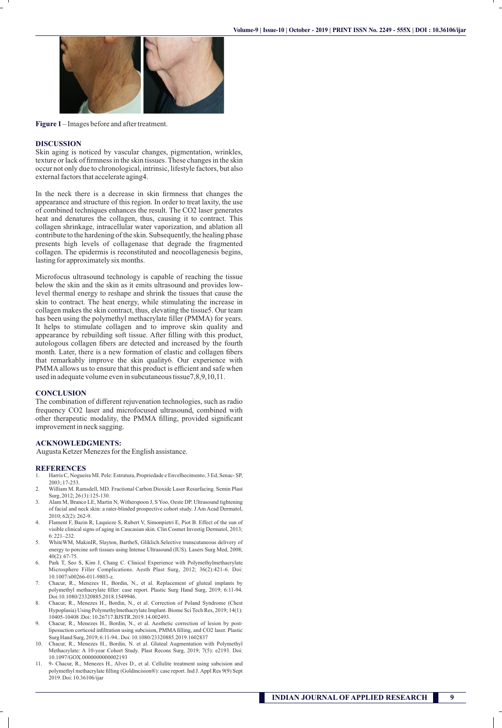**Figure 1** – Images before and after treatment.

## DISCUSSION

Skin aging is noticed by vascular changes, pigmentation, wrinkles, texture or lack of firmness in the skin tissues. These changes in the skin occur not only due to chronological, intrinsic, lifestyle factors, but also external factors that accelerate aging4.

In the neck there is a decrease in skin firmness that changes the appearance and structure of this region. In order to treat laxity, the use of combined techniques enhances the result. The $CO_2$ laser generates heat and denatures the collagen, thus, causing it to contract. This collagen shrinkage, intracellular water vaporization, and ablation all contribute to the hardening of the skin. Subsequently, the healing phase presents high levels of collagenase that degrade the fragmented collagen. The epidermis is reconstituted and neocollagenesis begins, lasting for approximately six months.

Microfocus ultrasound technology is capable of reaching the tissue below the skin and the skin as it emits ultrasound and provides low-level thermal energy to reshape and shrink the tissues that cause the skin to contract. The heat energy, while stimulating the increase in collagen makes the skin contract, thus, elevating the tissue5. Our team has been using the polymethyl methacrylate filler (PMMA) for years. It helps to stimulate collagen and to improve skin quality and appearance by rebuilding soft tissue. After filling with this product, autologous collagen fibers are detected and increased by the fourth month. Later, there is a new formation of elastic and collagen fibers that remarkably improve the skin quality6. Our experience with PMMA allows us to ensure that this product is efficient and safe when used in adequate volume even in subcutaneous tissue7,8,9,10,11.

## CONCLUSION

The combination of different rejuvenation technologies, such as radio frequency $CO_2$ laser and microfocused ultrasound, combined with other therapeutic modality, the PMMA filling, provided significant improvement in neck sagging.

## ACKNOWLEDGMENTS:

Augusta Ketzer Menezes for the English assistance.

## REFERENCES

1. Harris C, Nogueira MI. Pele: Estrutura, Propriedade e Envelhecimento, 3 Ed, Senac- SP, 2003; 17-253.
2. William M. Ramsdell, MD. Fractional Carbon Dioxide Laser Resurfacing. Semin Plast Surg, 2012; 26 (3):125-130.
3. Alam M, Branco LE, Martin N, Witherspoon J, S Yoo, Oeste DP. Ultrasound tightening of facial and neck skin: a rater-blinded prospective cohort study. J Am Acad Dermatol, 2010; 62(2): 262-9.
4. Flament F, Bazin R, Laquieze S, Rubert V, Simonpietri E, Piot B. Effect of the sun of visible clinical signs of aging in Caucasian skin. Clin Cosmet Investig Dermatol, 2013; 6: 221–232.
5. WhiteWM, MakinIR, Slayton, BartheS, Gliklich.Selective transcutaneous delivery of energy to porcine soft tissues using Intense Ultrasound (IUS). Lasers Surg Med, 2008; 40(2): 67-75.
6. Park T, Seo S, Kim J, Chang C. Clinical Experience with Polymethylmethacrylate Microsphere Filler Complications. Aesth Plast Surg, 2012; 36(2):421-6. Doi: 10.1007/s00266-011-9803-z.
7. Chacur, R., Menezes H., Bordin, N., et al. Replacement of gluteal implants by polymethyl methacrylate filler: case report. Plastic Surg Hand Surg, 2019; 6:11-94. Doi:10.1080/23320885.2018.1549946.
8. Chacur, R., Menezes H., Bordin, N., et al. Correction of Poland Syndrome (Chest Hypoplasia) Using Polymethylmethacrylate Implant. Biome Sci Tech Res, 2019; 14(1): 10405-10408 .Doi: 10.26717.BJSTR.2019.14.002493.
9. Chacur, R., Menezes H., Bordin, N., et al. Aesthetic correction of lesion by post-liposuction corticoid infiltration using subcision, PMMA filling, and CO2 laser. Plastic Surg Hand Surg, 2019; 6:11-94.. Doi: 10.1080/23320885.2019.1602837
10. Chacur, R., Menezes H., Bordin, N. et al. Gluteal Augmentation with Polymethyl Methacrylate: A 10-year Cohort Study. Plast Recons Surg, 2019; 7(5): e2193. Doi: 10.1097/GOX.0000000000002193
11. 9- Chacur, R., Menezes H., Alves D., et al. Cellulite treatment using subcision and polymethyl methacrylate filling (Goldincision®): case report. Ind J. Appl Res 9(9) Sept 2019. Doi: 10.36106/ijar